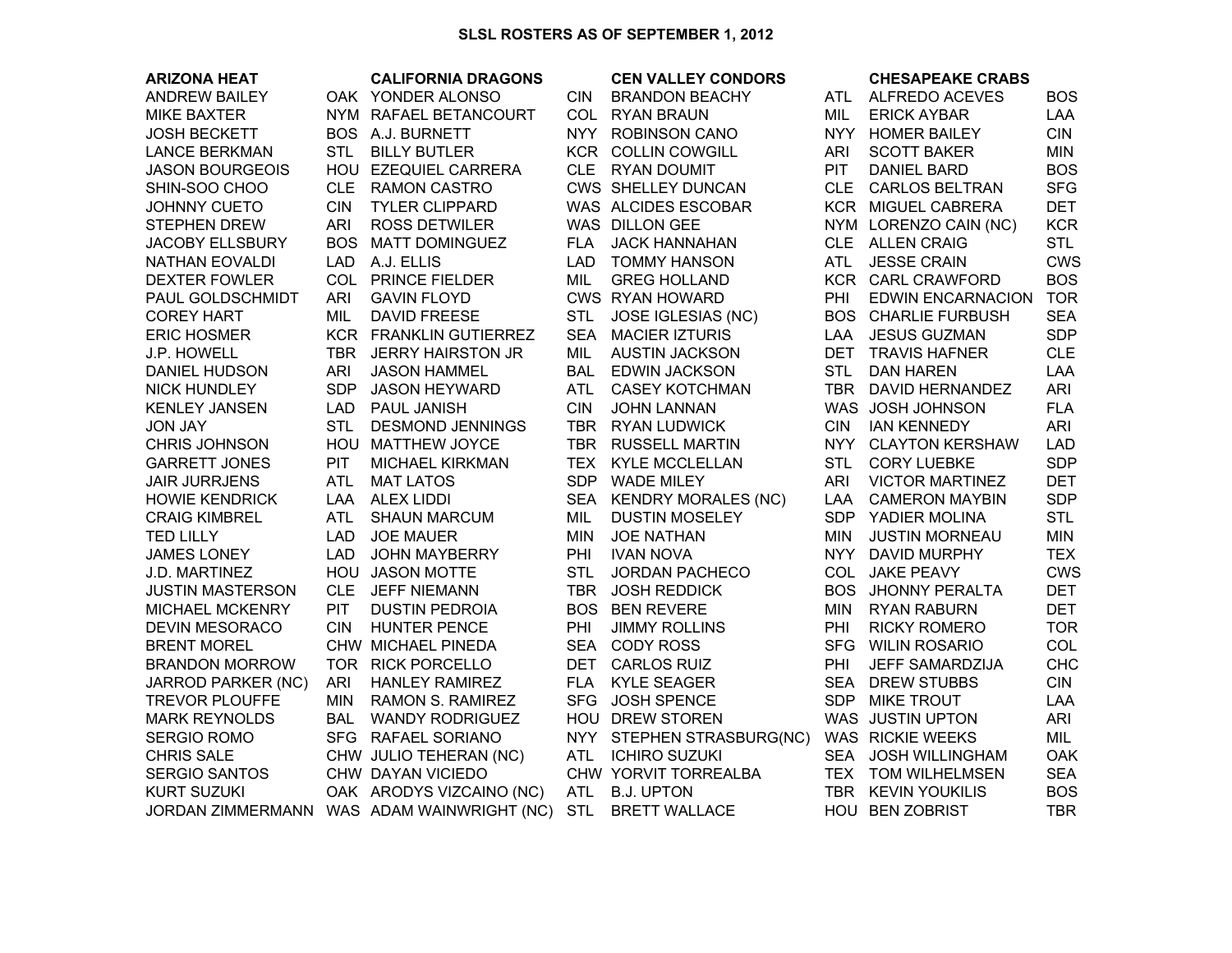## SLSL ROSTERS AS OF SEPTEMBER 1, 2012

| ARIZONA HEAT | | CALIFORNIA DRAGONS | | CEN VALLEY CONDORS | | CHESAPEAKE CRABS | |
|---|---|---|---|---|---|---|---|
| ANDREW BAILEY | OAK | YONDER ALONSO | CIN | BRANDON BEACHY | ATL | ALFREDO ACEVES | BOS |
| MIKE BAXTER | NYM | RAFAEL BETANCOURT | COL | RYAN BRAUN | MIL | ERICK AYBAR | LAA |
| JOSH BECKETT | BOS | A.J. BURNETT | NYY | ROBINSON CANO | NYY | HOMER BAILEY | CIN |
| LANCE BERKMAN | STL | BILLY BUTLER | KCR | COLLIN COWGILL | ARI | SCOTT BAKER | MIN |
| JASON BOURGEOIS | HOU | EZEQUIEL CARRERA | CLE | RYAN DOUMIT | PIT | DANIEL BARD | BOS |
| SHIN-SOO CHOO | CLE | RAMON CASTRO | CWS | SHELLEY DUNCAN | CLE | CARLOS BELTRAN | SFG |
| JOHNNY CUETO | CIN | TYLER CLIPPARD | WAS | ALCIDES ESCOBAR | KCR | MIGUEL CABRERA | DET |
| STEPHEN DREW | ARI | ROSS DETWILER | WAS | DILLON GEE | NYM | LORENZO CAIN (NC) | KCR |
| JACOBY ELLSBURY | BOS | MATT DOMINGUEZ | FLA | JACK HANNAHAN | CLE | ALLEN CRAIG | STL |
| NATHAN EOVALDI | LAD | A.J. ELLIS | LAD | TOMMY HANSON | ATL | JESSE CRAIN | CWS |
| DEXTER FOWLER | COL | PRINCE FIELDER | MIL | GREG HOLLAND | KCR | CARL CRAWFORD | BOS |
| PAUL GOLDSCHMIDT | ARI | GAVIN FLOYD | CWS | RYAN HOWARD | PHI | EDWIN ENCARNACION | TOR |
| COREY HART | MIL | DAVID FREESE | STL | JOSE IGLESIAS (NC) | BOS | CHARLIE FURBUSH | SEA |
| ERIC HOSMER | KCR | FRANKLIN GUTIERREZ | SEA | MACIER IZTURIS | LAA | JESUS GUZMAN | SDP |
| J.P. HOWELL | TBR | JERRY HAIRSTON JR | MIL | AUSTIN JACKSON | DET | TRAVIS HAFNER | CLE |
| DANIEL HUDSON | ARI | JASON HAMMEL | BAL | EDWIN JACKSON | STL | DAN HAREN | LAA |
| NICK HUNDLEY | SDP | JASON HEYWARD | ATL | CASEY KOTCHMAN | TBR | DAVID HERNANDEZ | ARI |
| KENLEY JANSEN | LAD | PAUL JANISH | CIN | JOHN LANNAN | WAS | JOSH JOHNSON | FLA |
| JON JAY | STL | DESMOND JENNINGS | TBR | RYAN LUDWICK | CIN | IAN KENNEDY | ARI |
| CHRIS JOHNSON | HOU | MATTHEW JOYCE | TBR | RUSSELL MARTIN | NYY | CLAYTON KERSHAW | LAD |
| GARRETT JONES | PIT | MICHAEL KIRKMAN | TEX | KYLE MCCLELLAN | STL | CORY LUEBKE | SDP |
| JAIR JURRJENS | ATL | MAT LATOS | SDP | WADE MILEY | ARI | VICTOR MARTINEZ | DET |
| HOWIE KENDRICK | LAA | ALEX LIDDI | SEA | KENDRY MORALES (NC) | LAA | CAMERON MAYBIN | SDP |
| CRAIG KIMBREL | ATL | SHAUN MARCUM | MIL | DUSTIN MOSELEY | SDP | YADIER MOLINA | STL |
| TED LILLY | LAD | JOE MAUER | MIN | JOE NATHAN | MIN | JUSTIN MORNEAU | MIN |
| JAMES LONEY | LAD | JOHN MAYBERRY | PHI | IVAN NOVA | NYY | DAVID MURPHY | TEX |
| J.D. MARTINEZ | HOU | JASON MOTTE | STL | JORDAN PACHECO | COL | JAKE PEAVY | CWS |
| JUSTIN MASTERSON | CLE | JEFF NIEMANN | TBR | JOSH REDDICK | BOS | JHONNY PERALTA | DET |
| MICHAEL MCKENRY | PIT | DUSTIN PEDROIA | BOS | BEN REVERE | MIN | RYAN RABURN | DET |
| DEVIN MESORACO | CIN | HUNTER PENCE | PHI | JIMMY ROLLINS | PHI | RICKY ROMERO | TOR |
| BRENT MOREL | CHW | MICHAEL PINEDA | SEA | CODY ROSS | SFG | WILIN ROSARIO | COL |
| BRANDON MORROW | TOR | RICK PORCELLO | DET | CARLOS RUIZ | PHI | JEFF SAMARDZIJA | CHC |
| JARROD PARKER (NC) | ARI | HANLEY RAMIREZ | FLA | KYLE SEAGER | SEA | DREW STUBBS | CIN |
| TREVOR PLOUFFE | MIN | RAMON S. RAMIREZ | SFG | JOSH SPENCE | SDP | MIKE TROUT | LAA |
| MARK REYNOLDS | BAL | WANDY RODRIGUEZ | HOU | DREW STOREN | WAS | JUSTIN UPTON | ARI |
| SERGIO ROMO | SFG | RAFAEL SORIANO | NYY | STEPHEN STRASBURG(NC) | WAS | RICKIE WEEKS | MIL |
| CHRIS SALE | CHW | JULIO TEHERAN (NC) | ATL | ICHIRO SUZUKI | SEA | JOSH WILLINGHAM | OAK |
| SERGIO SANTOS | CHW | DAYAN VICIEDO | CHW | YORVIT TORREALBA | TEX | TOM WILHELMSEN | SEA |
| KURT SUZUKI | OAK | ARODYS VIZCAINO (NC) | ATL | B.J. UPTON | TBR | KEVIN YOUKILIS | BOS |
| JORDAN ZIMMERMANN | WAS | ADAM WAINWRIGHT (NC) | STL | BRETT WALLACE | HOU | BEN ZOBRIST | TBR |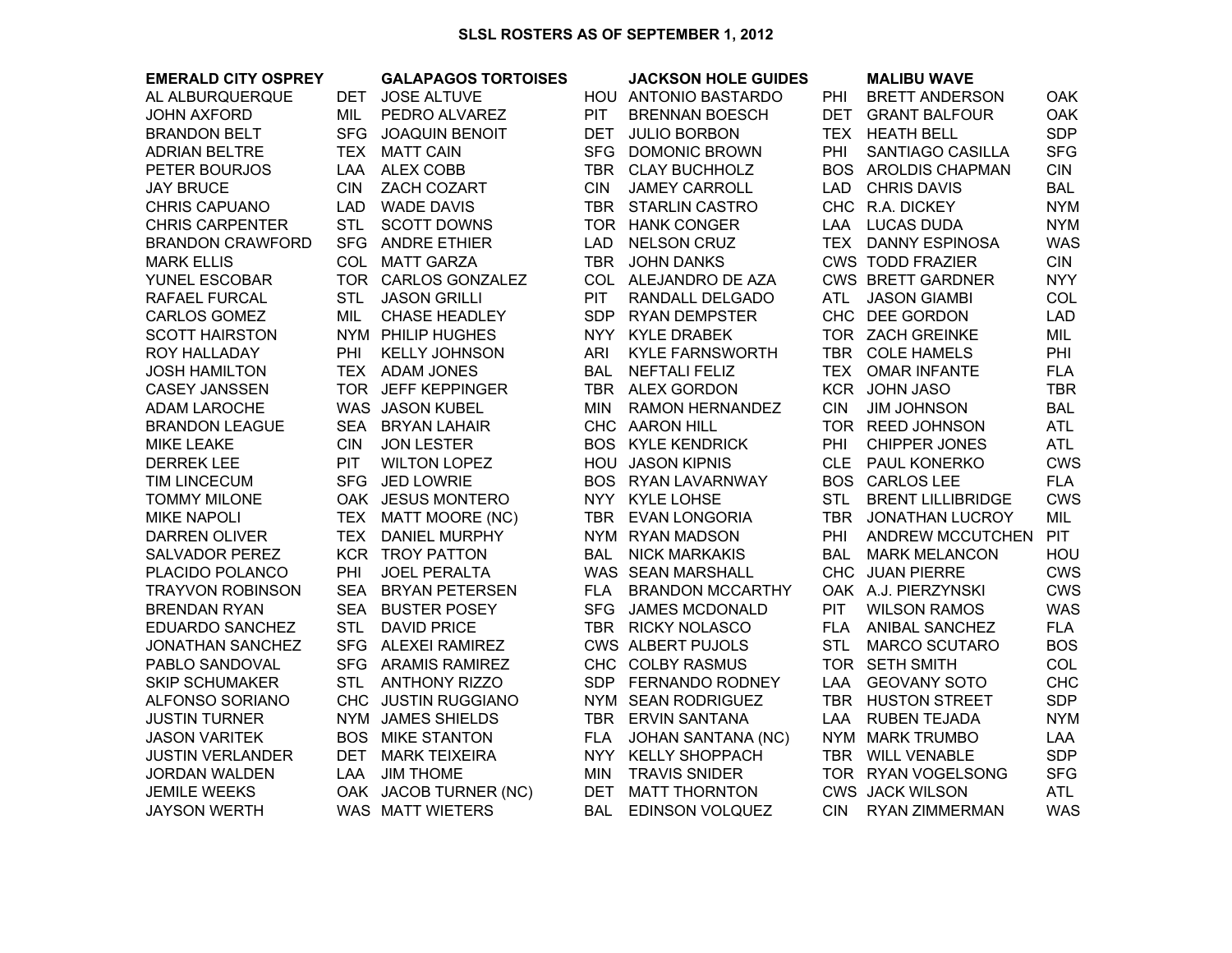# SLSL ROSTERS AS OF SEPTEMBER 1, 2012

| EMERALD CITY OSPREY | | GALAPAGOS TORTOISES | | JACKSON HOLE GUIDES | | MALIBU WAVE | |
|---|---|---|---|---|---|---|---|
| AL ALBURQUERQUE | DET | JOSE ALTUVE | HOU | ANTONIO BASTARDO | PHI | BRETT ANDERSON | OAK |
| JOHN AXFORD | MIL | PEDRO ALVAREZ | PIT | BRENNAN BOESCH | DET | GRANT BALFOUR | OAK |
| BRANDON BELT | SFG | JOAQUIN BENOIT | DET | JULIO BORBON | TEX | HEATH BELL | SDP |
| ADRIAN BELTRE | TEX | MATT CAIN | SFG | DOMONIC BROWN | PHI | SANTIAGO CASILLA | SFG |
| PETER BOURJOS | LAA | ALEX COBB | TBR | CLAY BUCHHOLZ | BOS | AROLDIS CHAPMAN | CIN |
| JAY BRUCE | CIN | ZACH COZART | CIN | JAMEY CARROLL | LAD | CHRIS DAVIS | BAL |
| CHRIS CAPUANO | LAD | WADE DAVIS | TBR | STARLIN CASTRO | CHC | R.A. DICKEY | NYM |
| CHRIS CARPENTER | STL | SCOTT DOWNS | TOR | HANK CONGER | LAA | LUCAS DUDA | NYM |
| BRANDON CRAWFORD | SFG | ANDRE ETHIER | LAD | NELSON CRUZ | TEX | DANNY ESPINOSA | WAS |
| MARK ELLIS | COL | MATT GARZA | TBR | JOHN DANKS | CWS | TODD FRAZIER | CIN |
| YUNEL ESCOBAR | TOR | CARLOS GONZALEZ | COL | ALEJANDRO DE AZA | CWS | BRETT GARDNER | NYY |
| RAFAEL FURCAL | STL | JASON GRILLI | PIT | RANDALL DELGADO | ATL | JASON GIAMBI | COL |
| CARLOS GOMEZ | MIL | CHASE HEADLEY | SDP | RYAN DEMPSTER | CHC | DEE GORDON | LAD |
| SCOTT HAIRSTON | NYM | PHILIP HUGHES | NYY | KYLE DRABEK | TOR | ZACH GREINKE | MIL |
| ROY HALLADAY | PHI | KELLY JOHNSON | ARI | KYLE FARNSWORTH | TBR | COLE HAMELS | PHI |
| JOSH HAMILTON | TEX | ADAM JONES | BAL | NEFTALI FELIZ | TEX | OMAR INFANTE | FLA |
| CASEY JANSSEN | TOR | JEFF KEPPINGER | TBR | ALEX GORDON | KCR | JOHN JASO | TBR |
| ADAM LAROCHE | WAS | JASON KUBEL | MIN | RAMON HERNANDEZ | CIN | JIM JOHNSON | BAL |
| BRANDON LEAGUE | SEA | BRYAN LAHAIR | CHC | AARON HILL | TOR | REED JOHNSON | ATL |
| MIKE LEAKE | CIN | JON LESTER | BOS | KYLE KENDRICK | PHI | CHIPPER JONES | ATL |
| DERREK LEE | PIT | WILTON LOPEZ | HOU | JASON KIPNIS | CLE | PAUL KONERKO | CWS |
| TIM LINCECUM | SFG | JED LOWRIE | BOS | RYAN LAVARNWAY | BOS | CARLOS LEE | FLA |
| TOMMY MILONE | OAK | JESUS MONTERO | NYY | KYLE LOHSE | STL | BRENT LILLIBRIDGE | CWS |
| MIKE NAPOLI | TEX | MATT MOORE (NC) | TBR | EVAN LONGORIA | TBR | JONATHAN LUCROY | MIL |
| DARREN OLIVER | TEX | DANIEL MURPHY | NYM | RYAN MADSON | PHI | ANDREW MCCUTCHEN | PIT |
| SALVADOR PEREZ | KCR | TROY PATTON | BAL | NICK MARKAKIS | BAL | MARK MELANCON | HOU |
| PLACIDO POLANCO | PHI | JOEL PERALTA | WAS | SEAN MARSHALL | CHC | JUAN PIERRE | CWS |
| TRAYVON ROBINSON | SEA | BRYAN PETERSEN | FLA | BRANDON MCCARTHY | OAK | A.J. PIERZYNSKI | CWS |
| BRENDAN RYAN | SEA | BUSTER POSEY | SFG | JAMES MCDONALD | PIT | WILSON RAMOS | WAS |
| EDUARDO SANCHEZ | STL | DAVID PRICE | TBR | RICKY NOLASCO | FLA | ANIBAL SANCHEZ | FLA |
| JONATHAN SANCHEZ | SFG | ALEXEI RAMIREZ | CWS | ALBERT PUJOLS | STL | MARCO SCUTARO | BOS |
| PABLO SANDOVAL | SFG | ARAMIS RAMIREZ | CHC | COLBY RASMUS | TOR | SETH SMITH | COL |
| SKIP SCHUMAKER | STL | ANTHONY RIZZO | SDP | FERNANDO RODNEY | LAA | GEOVANY SOTO | CHC |
| ALFONSO SORIANO | CHC | JUSTIN RUGGIANO | NYM | SEAN RODRIGUEZ | TBR | HUSTON STREET | SDP |
| JUSTIN TURNER | NYM | JAMES SHIELDS | TBR | ERVIN SANTANA | LAA | RUBEN TEJADA | NYM |
| JASON VARITEK | BOS | MIKE STANTON | FLA | JOHAN SANTANA (NC) | NYM | MARK TRUMBO | LAA |
| JUSTIN VERLANDER | DET | MARK TEIXEIRA | NYY | KELLY SHOPPACH | TBR | WILL VENABLE | SDP |
| JORDAN WALDEN | LAA | JIM THOME | MIN | TRAVIS SNIDER | TOR | RYAN VOGELSONG | SFG |
| JEMILE WEEKS | OAK | JACOB TURNER (NC) | DET | MATT THORNTON | CWS | JACK WILSON | ATL |
| JAYSON WERTH | WAS | MATT WIETERS | BAL | EDINSON VOLQUEZ | CIN | RYAN ZIMMERMAN | WAS |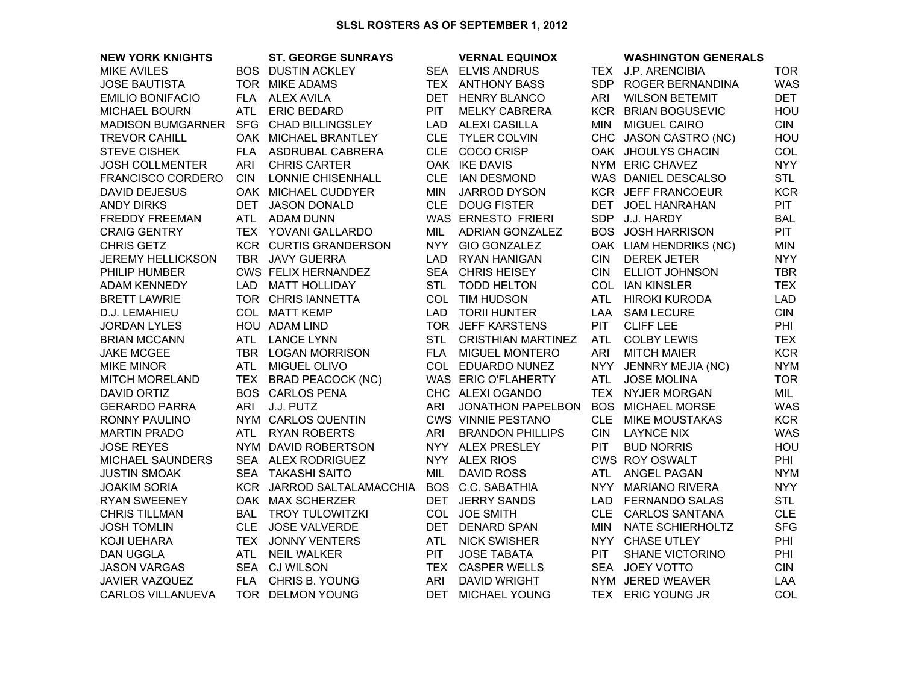## SLSL ROSTERS AS OF SEPTEMBER 1, 2012

| NEW YORK KNIGHTS | | ST. GEORGE SUNRAYS | | VERNAL EQUINOX | | WASHINGTON GENERALS | |
|---|---|---|---|---|---|---|---|
| MIKE AVILES | BOS | DUSTIN ACKLEY | SEA | ELVIS ANDRUS | TEX | J.P. ARENCIBIA | TOR |
| JOSE BAUTISTA | TOR | MIKE ADAMS | TEX | ANTHONY BASS | SDP | ROGER BERNANDINA | WAS |
| EMILIO BONIFACIO | FLA | ALEX AVILA | DET | HENRY BLANCO | ARI | WILSON BETEMIT | DET |
| MICHAEL BOURN | ATL | ERIC BEDARD | PIT | MELKY CABRERA | KCR | BRIAN BOGUSEVIC | HOU |
| MADISON BUMGARNER | SFG | CHAD BILLINGSLEY | LAD | ALEXI CASILLA | MIN | MIGUEL CAIRO | CIN |
| TREVOR CAHILL | OAK | MICHAEL BRANTLEY | CLE | TYLER COLVIN | CHC | JASON CASTRO (NC) | HOU |
| STEVE CISHEK | FLA | ASDRUBAL CABRERA | CLE | COCO CRISP | OAK | JHOULYS CHACIN | COL |
| JOSH COLLMENTER | ARI | CHRIS CARTER | OAK | IKE DAVIS | NYM | ERIC CHAVEZ | NYY |
| FRANCISCO CORDERO | CIN | LONNIE CHISENHALL | CLE | IAN DESMOND | WAS | DANIEL DESCALSO | STL |
| DAVID DEJESUS | OAK | MICHAEL CUDDYER | MIN | JARROD DYSON | KCR | JEFF FRANCOEUR | KCR |
| ANDY DIRKS | DET | JASON DONALD | CLE | DOUG FISTER | DET | JOEL HANRAHAN | PIT |
| FREDDY FREEMAN | ATL | ADAM DUNN | WAS | ERNESTO FRIERI | SDP | J.J. HARDY | BAL |
| CRAIG GENTRY | TEX | YOVANI GALLARDO | MIL | ADRIAN GONZALEZ | BOS | JOSH HARRISON | PIT |
| CHRIS GETZ | KCR | CURTIS GRANDERSON | NYY | GIO GONZALEZ | OAK | LIAM HENDRIKS (NC) | MIN |
| JEREMY HELLICKSON | TBR | JAVY GUERRA | LAD | RYAN HANIGAN | CIN | DEREK JETER | NYY |
| PHILIP HUMBER | CWS | FELIX HERNANDEZ | SEA | CHRIS HEISEY | CIN | ELLIOT JOHNSON | TBR |
| ADAM KENNEDY | LAD | MATT HOLLIDAY | STL | TODD HELTON | COL | IAN KINSLER | TEX |
| BRETT LAWRIE | TOR | CHRIS IANNETTA | COL | TIM HUDSON | ATL | HIROKI KURODA | LAD |
| D.J. LEMAHIEU | COL | MATT KEMP | LAD | TORII HUNTER | LAA | SAM LECURE | CIN |
| JORDAN LYLES | HOU | ADAM LIND | TOR | JEFF KARSTENS | PIT | CLIFF LEE | PHI |
| BRIAN MCCANN | ATL | LANCE LYNN | STL | CRISTHIAN MARTINEZ | ATL | COLBY LEWIS | TEX |
| JAKE MCGEE | TBR | LOGAN MORRISON | FLA | MIGUEL MONTERO | ARI | MITCH MAIER | KCR |
| MIKE MINOR | ATL | MIGUEL OLIVO | COL | EDUARDO NUNEZ | NYY | JENNRY MEJIA (NC) | NYM |
| MITCH MORELAND | TEX | BRAD PEACOCK (NC) | WAS | ERIC O'FLAHERTY | ATL | JOSE MOLINA | TOR |
| DAVID ORTIZ | BOS | CARLOS PENA | CHC | ALEXI OGANDO | TEX | NYJER MORGAN | MIL |
| GERARDO PARRA | ARI | J.J. PUTZ | ARI | JONATHON PAPELBON | BOS | MICHAEL MORSE | WAS |
| RONNY PAULINO | NYM | CARLOS QUENTIN | CWS | VINNIE PESTANO | CLE | MIKE MOUSTAKAS | KCR |
| MARTIN PRADO | ATL | RYAN ROBERTS | ARI | BRANDON PHILLIPS | CIN | LAYNCE NIX | WAS |
| JOSE REYES | NYM | DAVID ROBERTSON | NYY | ALEX PRESLEY | PIT | BUD NORRIS | HOU |
| MICHAEL SAUNDERS | SEA | ALEX RODRIGUEZ | NYY | ALEX RIOS | CWS | ROY OSWALT | PHI |
| JUSTIN SMOAK | SEA | TAKASHI SAITO | MIL | DAVID ROSS | ATL | ANGEL PAGAN | NYM |
| JOAKIM SORIA | KCR | JARROD SALTALAMACCHIA | BOS | C.C. SABATHIA | NYY | MARIANO RIVERA | NYY |
| RYAN SWEENEY | OAK | MAX SCHERZER | DET | JERRY SANDS | LAD | FERNANDO SALAS | STL |
| CHRIS TILLMAN | BAL | TROY TULOWITZKI | COL | JOE SMITH | CLE | CARLOS SANTANA | CLE |
| JOSH TOMLIN | CLE | JOSE VALVERDE | DET | DENARD SPAN | MIN | NATE SCHIERHOLTZ | SFG |
| KOJI UEHARA | TEX | JONNY VENTERS | ATL | NICK SWISHER | NYY | CHASE UTLEY | PHI |
| DAN UGGLA | ATL | NEIL WALKER | PIT | JOSE TABATA | PIT | SHANE VICTORINO | PHI |
| JASON VARGAS | SEA | CJ WILSON | TEX | CASPER WELLS | SEA | JOEY VOTTO | CIN |
| JAVIER VAZQUEZ | FLA | CHRIS B. YOUNG | ARI | DAVID WRIGHT | NYM | JERED WEAVER | LAA |
| CARLOS VILLANUEVA | TOR | DELMON YOUNG | DET | MICHAEL YOUNG | TEX | ERIC YOUNG JR | COL |